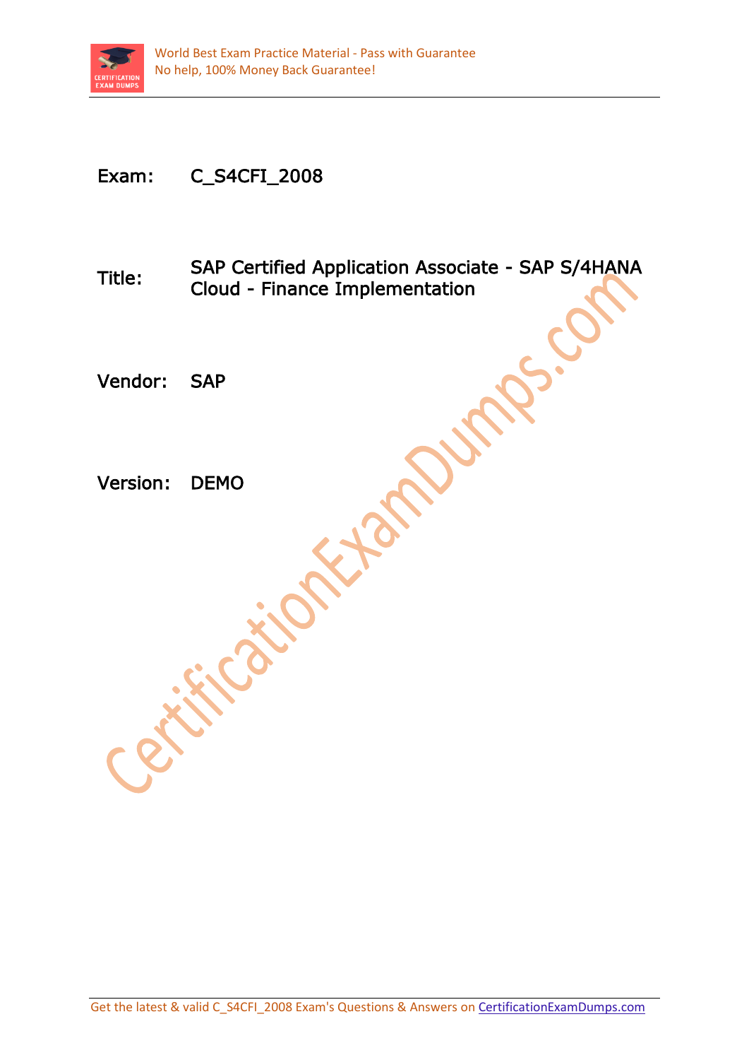Exam: C_S4CFI_2008

Title: SAP Certified Application Associate - SAP S/4HANA Cloud - Finance Implementation

Vendor: SAP

Version: DEMO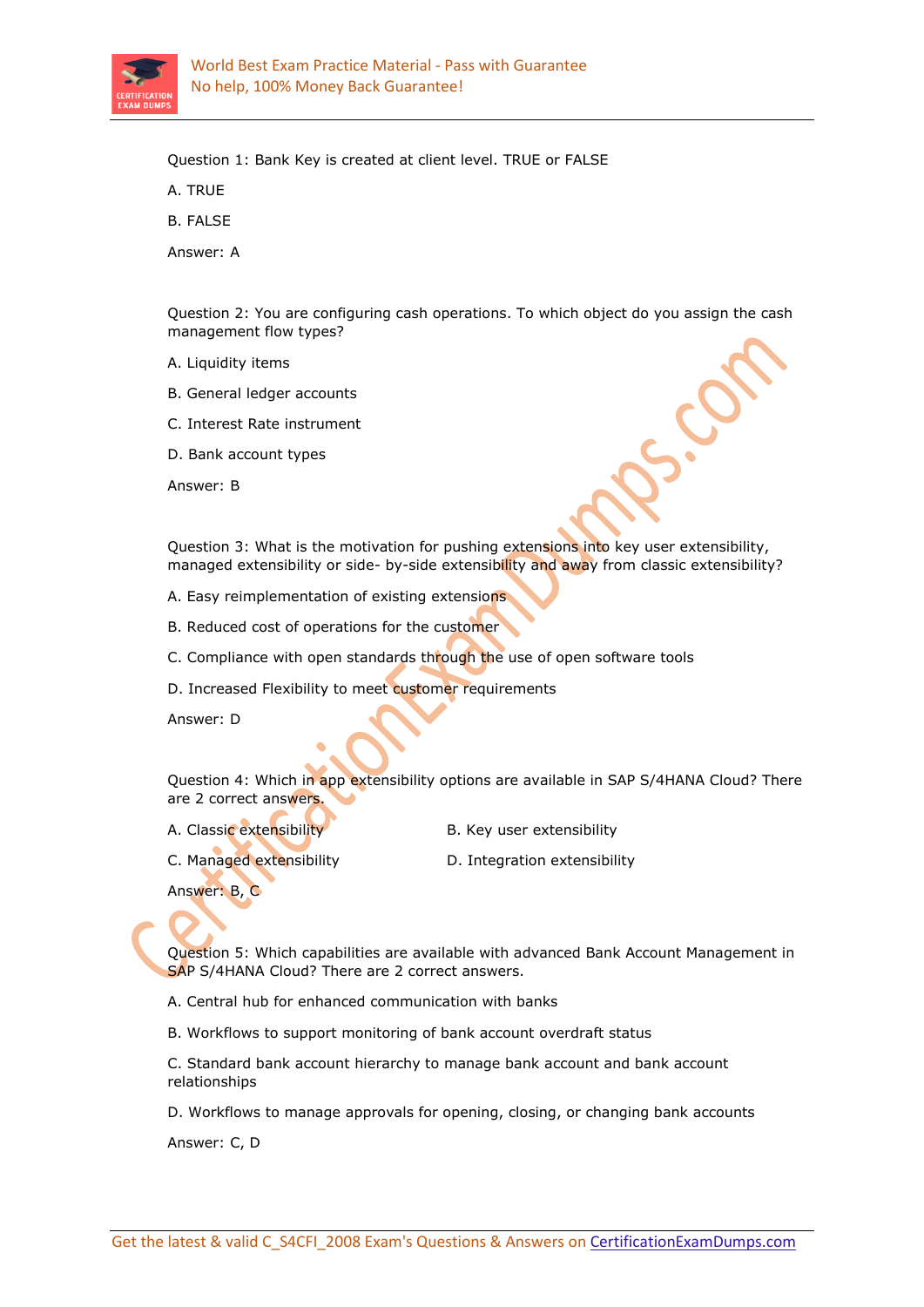Question 1: Bank Key is created at client level. TRUE or FALSE

A. TRUE

B. FALSE

Answer: A

Question 2: You are configuring cash operations. To which object do you assign the cash management flow types?

A. Liquidity items

B. General ledger accounts

C. Interest Rate instrument

D. Bank account types

Answer: B

Question 3: What is the motivation for pushing extensions into key user extensibility, managed extensibility or side- by-side extensibility and away from classic extensibility?

A. Easy reimplementation of existing extensions

B. Reduced cost of operations for the customer

C. Compliance with open standards through the use of open software tools

D. Increased Flexibility to meet customer requirements

Answer: D

Question 4: Which in app extensibility options are available in SAP S/4HANA Cloud? There are 2 correct answers.

A. Classic extensibility

B. Key user extensibility

C. Managed extensibility

D. Integration extensibility

Answer: B, C

Question 5: Which capabilities are available with advanced Bank Account Management in SAP S/4HANA Cloud? There are 2 correct answers.

A. Central hub for enhanced communication with banks

B. Workflows to support monitoring of bank account overdraft status

C. Standard bank account hierarchy to manage bank account and bank account relationships

D. Workflows to manage approvals for opening, closing, or changing bank accounts

Answer: C, D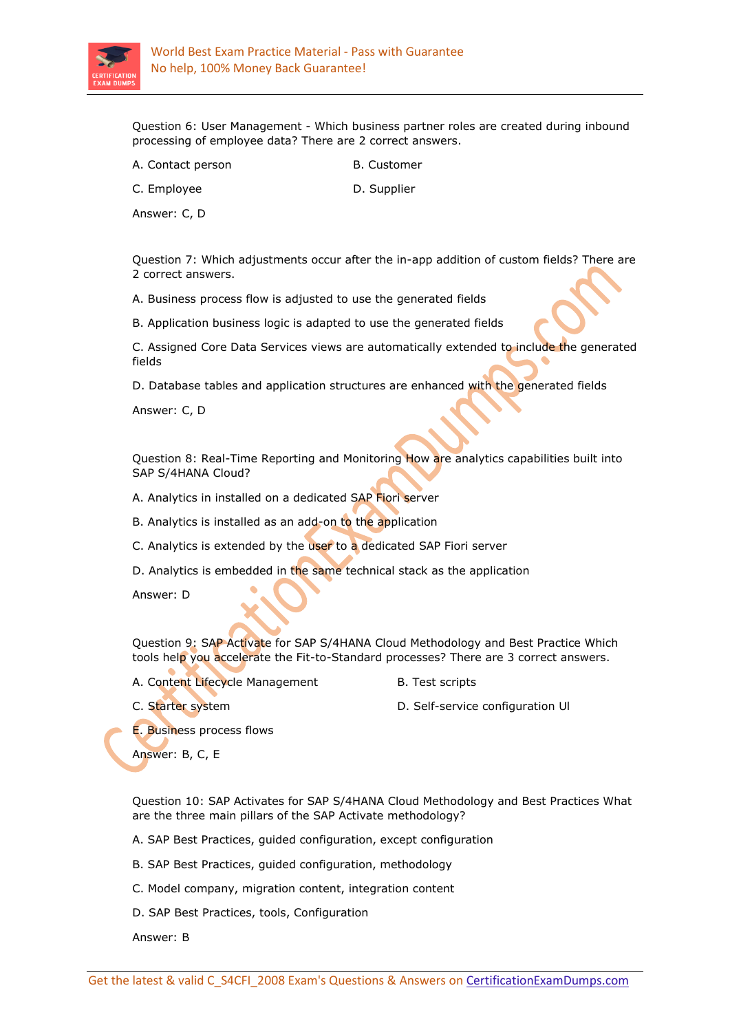Question 6: User Management - Which business partner roles are created during inbound processing of employee data? There are 2 correct answers.

A. Contact person

B. Customer

C. Employee

D. Supplier

Answer: C, D

Question 7: Which adjustments occur after the in-app addition of custom fields? There are 2 correct answers.

A. Business process flow is adjusted to use the generated fields

B. Application business logic is adapted to use the generated fields

C. Assigned Core Data Services views are automatically extended to include the generated fields

D. Database tables and application structures are enhanced with the generated fields

Answer: C, D

Question 8: Real-Time Reporting and Monitoring How are analytics capabilities built into SAP S/4HANA Cloud?

A. Analytics in installed on a dedicated SAP Fiori server

B. Analytics is installed as an add-on to the application

C. Analytics is extended by the user to a dedicated SAP Fiori server

D. Analytics is embedded in the same technical stack as the application

Answer: D

Question 9: SAP Activate for SAP S/4HANA Cloud Methodology and Best Practice Which tools help you accelerate the Fit-to-Standard processes? There are 3 correct answers.

A. Content Lifecycle Management

B. Test scripts

C. Starter system

D. Self-service configuration UI

E. Business process flows

Answer: B, C, E

Question 10: SAP Activates for SAP S/4HANA Cloud Methodology and Best Practices What are the three main pillars of the SAP Activate methodology?

A. SAP Best Practices, guided configuration, except configuration

B. SAP Best Practices, guided configuration, methodology

C. Model company, migration content, integration content

D. SAP Best Practices, tools, Configuration

Answer: B